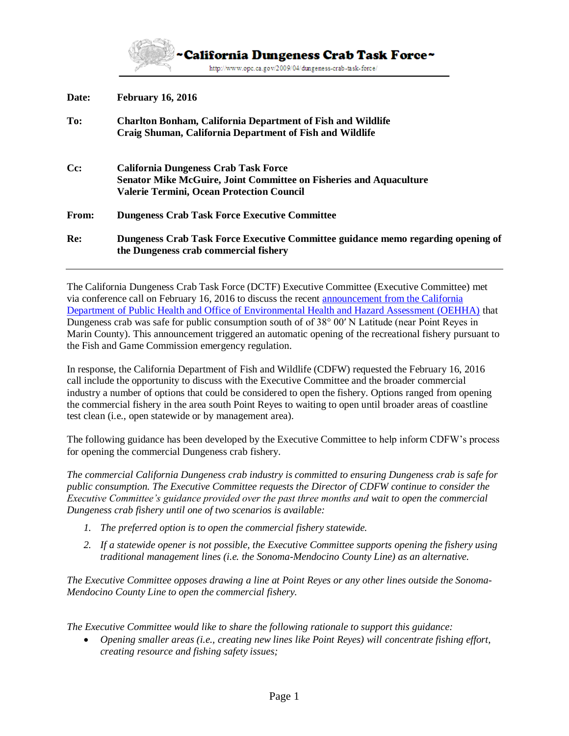# ~California Dungeness Crab Task Force~

http://www.opc.ca.gov/2009/04/dungeness-crab-task-force/

**Date:** **February 16, 2016**

**To:** **Charlton Bonham, California Department of Fish and Wildlife**
**Craig Shuman, California Department of Fish and Wildlife**

**Cc:** **California Dungeness Crab Task Force**
**Senator Mike McGuire, Joint Committee on Fisheries and Aquaculture**
**Valerie Termini, Ocean Protection Council**

**From:** **Dungeness Crab Task Force Executive Committee**

**Re:** **Dungeness Crab Task Force Executive Committee guidance memo regarding opening of the Dungeness crab commercial fishery**

---

The California Dungeness Crab Task Force (DCTF) Executive Committee (Executive Committee) met via conference call on February 16, 2016 to discuss the recent announcement from the California Department of Public Health and Office of Environmental Health and Hazard Assessment (OEHHA) that Dungeness crab was safe for public consumption south of of 38° 00′ N Latitude (near Point Reyes in Marin County). This announcement triggered an automatic opening of the recreational fishery pursuant to the Fish and Game Commission emergency regulation.

In response, the California Department of Fish and Wildlife (CDFW) requested the February 16, 2016 call include the opportunity to discuss with the Executive Committee and the broader commercial industry a number of options that could be considered to open the fishery. Options ranged from opening the commercial fishery in the area south Point Reyes to waiting to open until broader areas of coastline test clean (i.e., open statewide or by management area).

The following guidance has been developed by the Executive Committee to help inform CDFW's process for opening the commercial Dungeness crab fishery.

*The commercial California Dungeness crab industry is committed to ensuring Dungeness crab is safe for public consumption. The Executive Committee requests the Director of CDFW continue to consider the Executive Committee's guidance provided over the past three months and wait to open the commercial Dungeness crab fishery until one of two scenarios is available:*

1. *The preferred option is to open the commercial fishery statewide.*
2. *If a statewide opener is not possible, the Executive Committee supports opening the fishery using traditional management lines (i.e. the Sonoma-Mendocino County Line) as an alternative.*

*The Executive Committee opposes drawing a line at Point Reyes or any other lines outside the Sonoma-Mendocino County Line to open the commercial fishery.*

*The Executive Committee would like to share the following rationale to support this guidance:*

- *Opening smaller areas (i.e., creating new lines like Point Reyes) will concentrate fishing effort, creating resource and fishing safety issues;*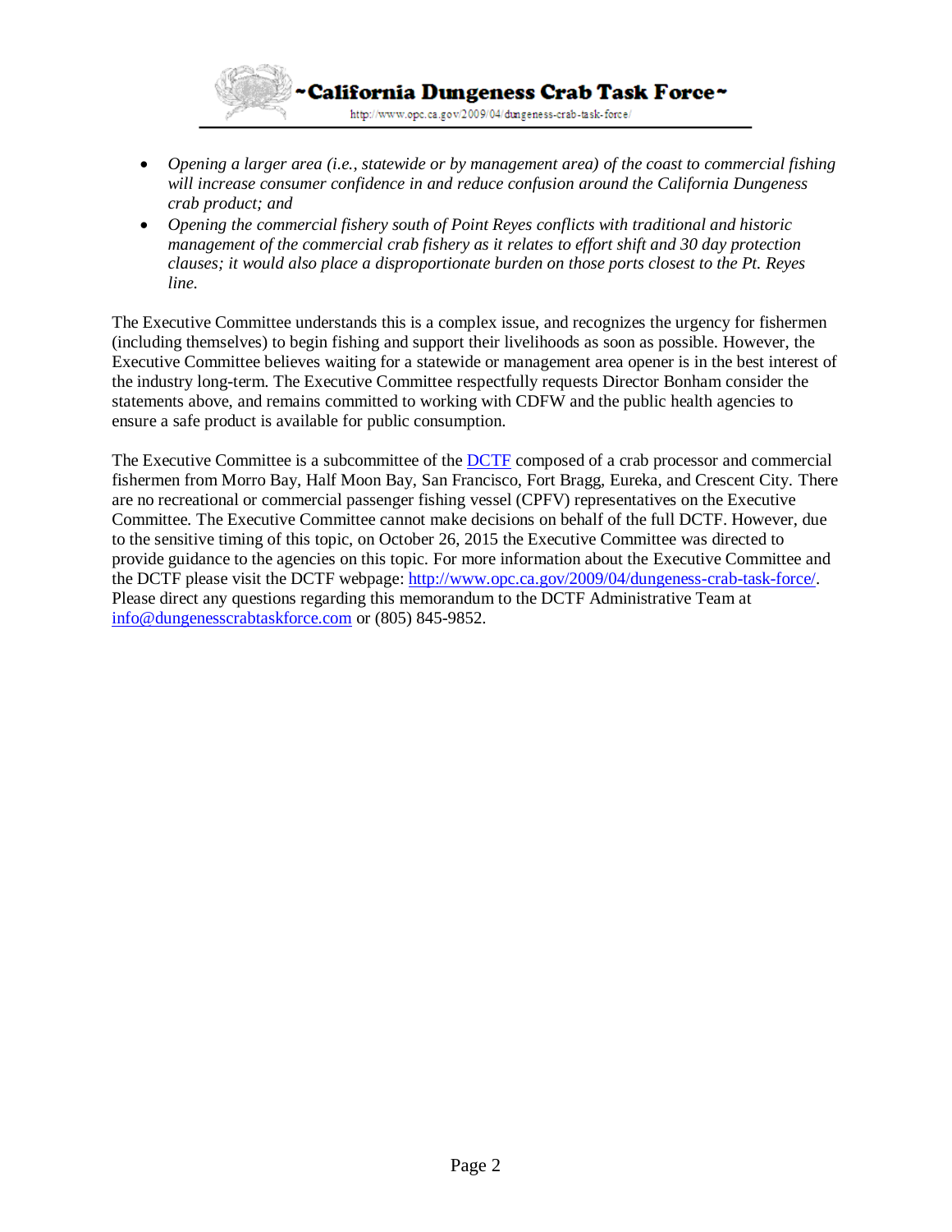- *Opening a larger area (i.e., statewide or by management area) of the coast to commercial fishing will increase consumer confidence in and reduce confusion around the California Dungeness crab product; and*
- *Opening the commercial fishery south of Point Reyes conflicts with traditional and historic management of the commercial crab fishery as it relates to effort shift and 30 day protection clauses; it would also place a disproportionate burden on those ports closest to the Pt. Reyes line.*

The Executive Committee understands this is a complex issue, and recognizes the urgency for fishermen (including themselves) to begin fishing and support their livelihoods as soon as possible. However, the Executive Committee believes waiting for a statewide or management area opener is in the best interest of the industry long-term. The Executive Committee respectfully requests Director Bonham consider the statements above, and remains committed to working with CDFW and the public health agencies to ensure a safe product is available for public consumption.

The Executive Committee is a subcommittee of the [DCTF](http://www.opc.ca.gov/2009/04/dungeness-crab-task-force/) composed of a crab processor and commercial fishermen from Morro Bay, Half Moon Bay, San Francisco, Fort Bragg, Eureka, and Crescent City. There are no recreational or commercial passenger fishing vessel (CPFV) representatives on the Executive Committee. The Executive Committee cannot make decisions on behalf of the full DCTF. However, due to the sensitive timing of this topic, on October 26, 2015 the Executive Committee was directed to provide guidance to the agencies on this topic. For more information about the Executive Committee and the DCTF please visit the DCTF webpage: [http://www.opc.ca.gov/2009/04/dungeness-crab-task-force/](http://www.opc.ca.gov/2009/04/dungeness-crab-task-force/). Please direct any questions regarding this memorandum to the DCTF Administrative Team at [info@dungenesscrabtaskforce.com](mailto:info@dungenesscrabtaskforce.com) or (805) 845-9852.